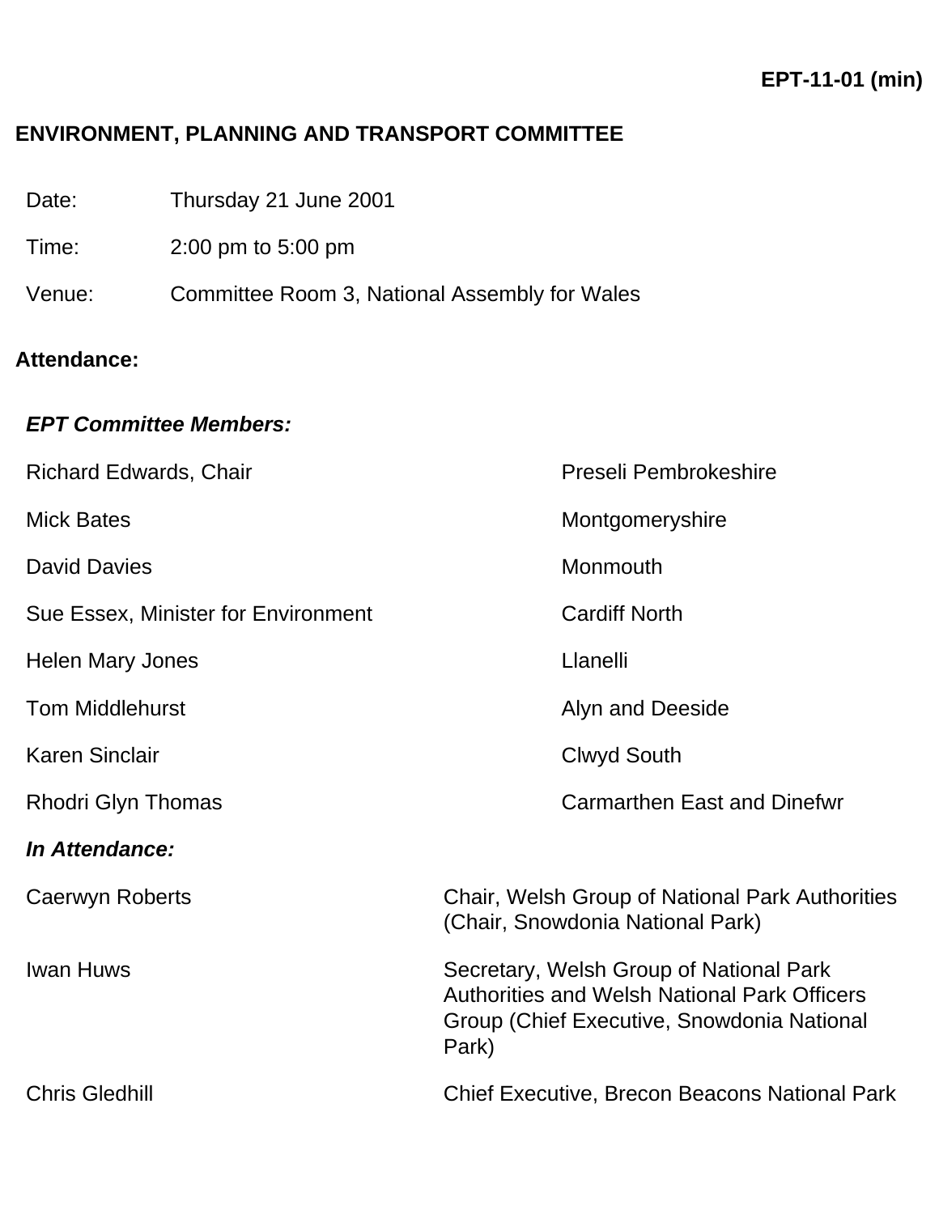**EPT-11-01 (min)**

# ENVIRONMENT, PLANNING AND TRANSPORT COMMITTEE

| | |
|---|---|
| Date: | Thursday 21 June 2001 |
| Time: | 2:00 pm to 5:00 pm |
| Venue: | Committee Room 3, National Assembly for Wales |

**Attendance:**

***EPT Committee Members:***

| | |
|---|---|
| Richard Edwards, Chair | Preseli Pembrokeshire |
| Mick Bates | Montgomeryshire |
| David Davies | Monmouth |
| Sue Essex, Minister for Environment | Cardiff North |
| Helen Mary Jones | Llanelli |
| Tom Middlehurst | Alyn and Deeside |
| Karen Sinclair | Clwyd South |
| Rhodri Glyn Thomas | Carmarthen East and Dinefwr |

***In Attendance:***

| | |
|---|---|
| Caerwyn Roberts | Chair, Welsh Group of National Park Authorities (Chair, Snowdonia National Park) |
| Iwan Huws | Secretary, Welsh Group of National Park Authorities and Welsh National Park Officers Group (Chief Executive, Snowdonia National Park) |
| Chris Gledhill | Chief Executive, Brecon Beacons National Park |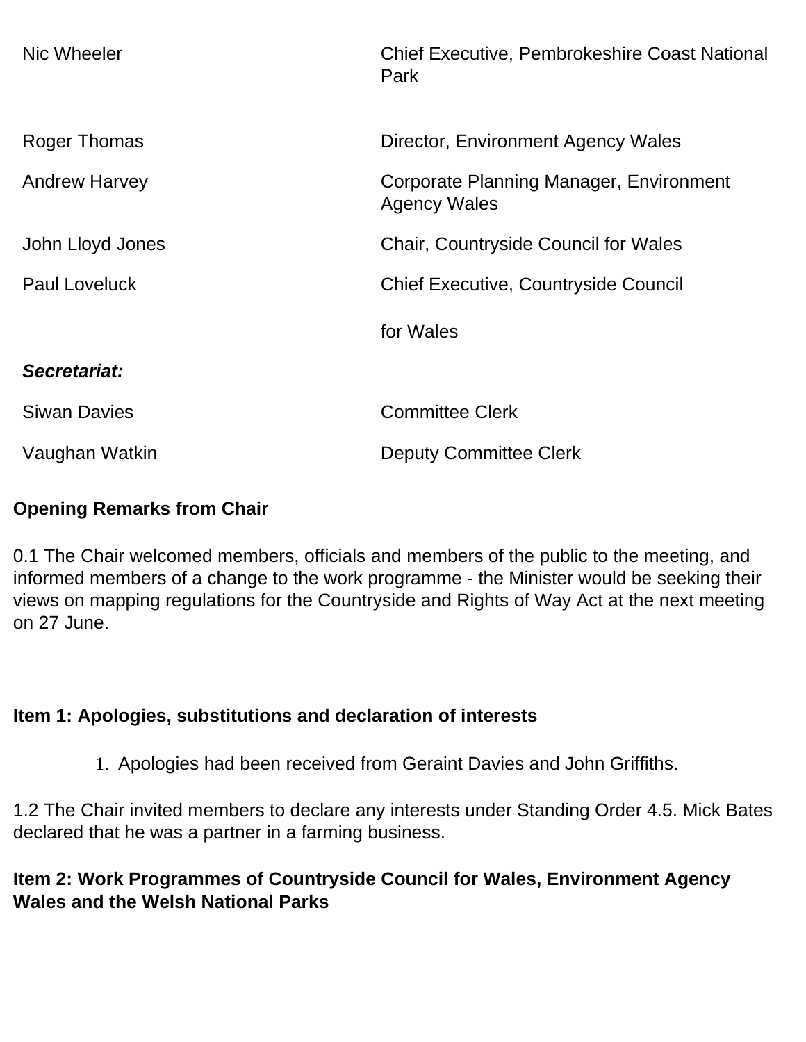| | |
|---|---|
| Nic Wheeler | Chief Executive, Pembrokeshire Coast National Park |
| Roger Thomas | Director, Environment Agency Wales |
| Andrew Harvey | Corporate Planning Manager, Environment Agency Wales |
| John Lloyd Jones | Chair, Countryside Council for Wales |
| Paul Loveluck | Chief Executive, Countryside Council for Wales |
| ***Secretariat:*** | |
| Siwan Davies | Committee Clerk |
| Vaughan Watkin | Deputy Committee Clerk |

**Opening Remarks from Chair**

0.1 The Chair welcomed members, officials and members of the public to the meeting, and informed members of a change to the work programme - the Minister would be seeking their views on mapping regulations for the Countryside and Rights of Way Act at the next meeting on 27 June.

**Item 1: Apologies, substitutions and declaration of interests**

1. Apologies had been received from Geraint Davies and John Griffiths.

1.2 The Chair invited members to declare any interests under Standing Order 4.5. Mick Bates declared that he was a partner in a farming business.

**Item 2: Work Programmes of Countryside Council for Wales, Environment Agency Wales and the Welsh National Parks**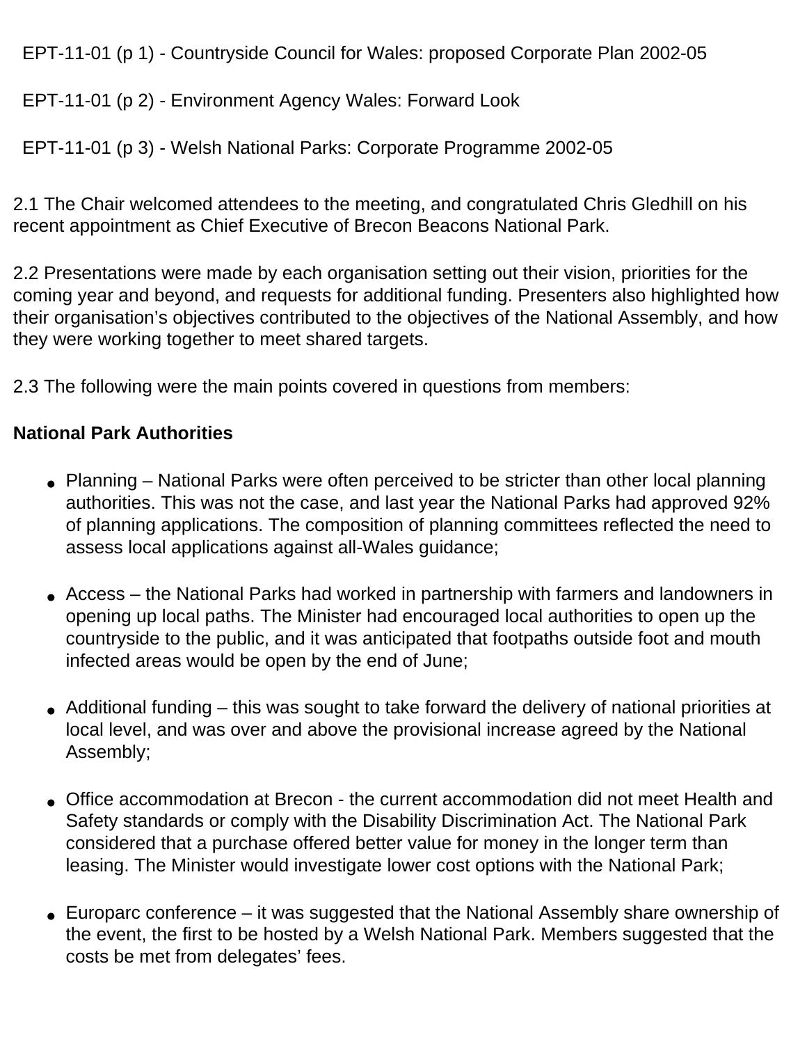EPT-11-01 (p 1) - Countryside Council for Wales: proposed Corporate Plan 2002-05

EPT-11-01 (p 2) - Environment Agency Wales: Forward Look

EPT-11-01 (p 3) - Welsh National Parks: Corporate Programme 2002-05

2.1 The Chair welcomed attendees to the meeting, and congratulated Chris Gledhill on his recent appointment as Chief Executive of Brecon Beacons National Park.

2.2 Presentations were made by each organisation setting out their vision, priorities for the coming year and beyond, and requests for additional funding. Presenters also highlighted how their organisation's objectives contributed to the objectives of the National Assembly, and how they were working together to meet shared targets.

2.3 The following were the main points covered in questions from members:

**National Park Authorities**

- Planning – National Parks were often perceived to be stricter than other local planning authorities. This was not the case, and last year the National Parks had approved 92% of planning applications. The composition of planning committees reflected the need to assess local applications against all-Wales guidance;

- Access – the National Parks had worked in partnership with farmers and landowners in opening up local paths. The Minister had encouraged local authorities to open up the countryside to the public, and it was anticipated that footpaths outside foot and mouth infected areas would be open by the end of June;

- Additional funding – this was sought to take forward the delivery of national priorities at local level, and was over and above the provisional increase agreed by the National Assembly;

- Office accommodation at Brecon - the current accommodation did not meet Health and Safety standards or comply with the Disability Discrimination Act. The National Park considered that a purchase offered better value for money in the longer term than leasing. The Minister would investigate lower cost options with the National Park;

- Europarc conference – it was suggested that the National Assembly share ownership of the event, the first to be hosted by a Welsh National Park. Members suggested that the costs be met from delegates' fees.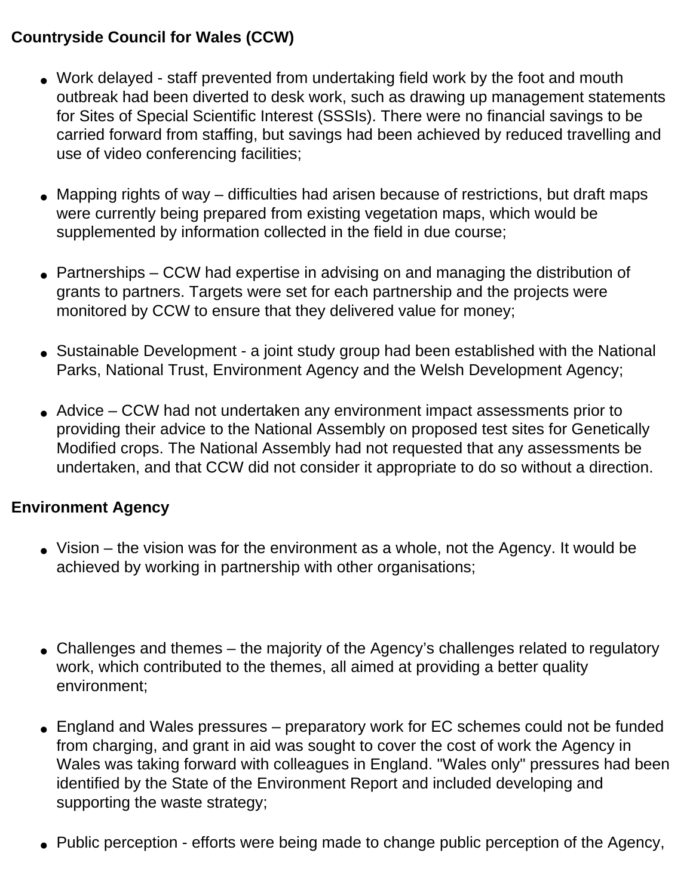**Countryside Council for Wales (CCW)**

- Work delayed - staff prevented from undertaking field work by the foot and mouth outbreak had been diverted to desk work, such as drawing up management statements for Sites of Special Scientific Interest (SSSIs). There were no financial savings to be carried forward from staffing, but savings had been achieved by reduced travelling and use of video conferencing facilities;

- Mapping rights of way – difficulties had arisen because of restrictions, but draft maps were currently being prepared from existing vegetation maps, which would be supplemented by information collected in the field in due course;

- Partnerships – CCW had expertise in advising on and managing the distribution of grants to partners. Targets were set for each partnership and the projects were monitored by CCW to ensure that they delivered value for money;

- Sustainable Development - a joint study group had been established with the National Parks, National Trust, Environment Agency and the Welsh Development Agency;

- Advice – CCW had not undertaken any environment impact assessments prior to providing their advice to the National Assembly on proposed test sites for Genetically Modified crops. The National Assembly had not requested that any assessments be undertaken, and that CCW did not consider it appropriate to do so without a direction.

**Environment Agency**

- Vision – the vision was for the environment as a whole, not the Agency. It would be achieved by working in partnership with other organisations;

- Challenges and themes – the majority of the Agency's challenges related to regulatory work, which contributed to the themes, all aimed at providing a better quality environment;

- England and Wales pressures – preparatory work for EC schemes could not be funded from charging, and grant in aid was sought to cover the cost of work the Agency in Wales was taking forward with colleagues in England. "Wales only" pressures had been identified by the State of the Environment Report and included developing and supporting the waste strategy;

- Public perception - efforts were being made to change public perception of the Agency,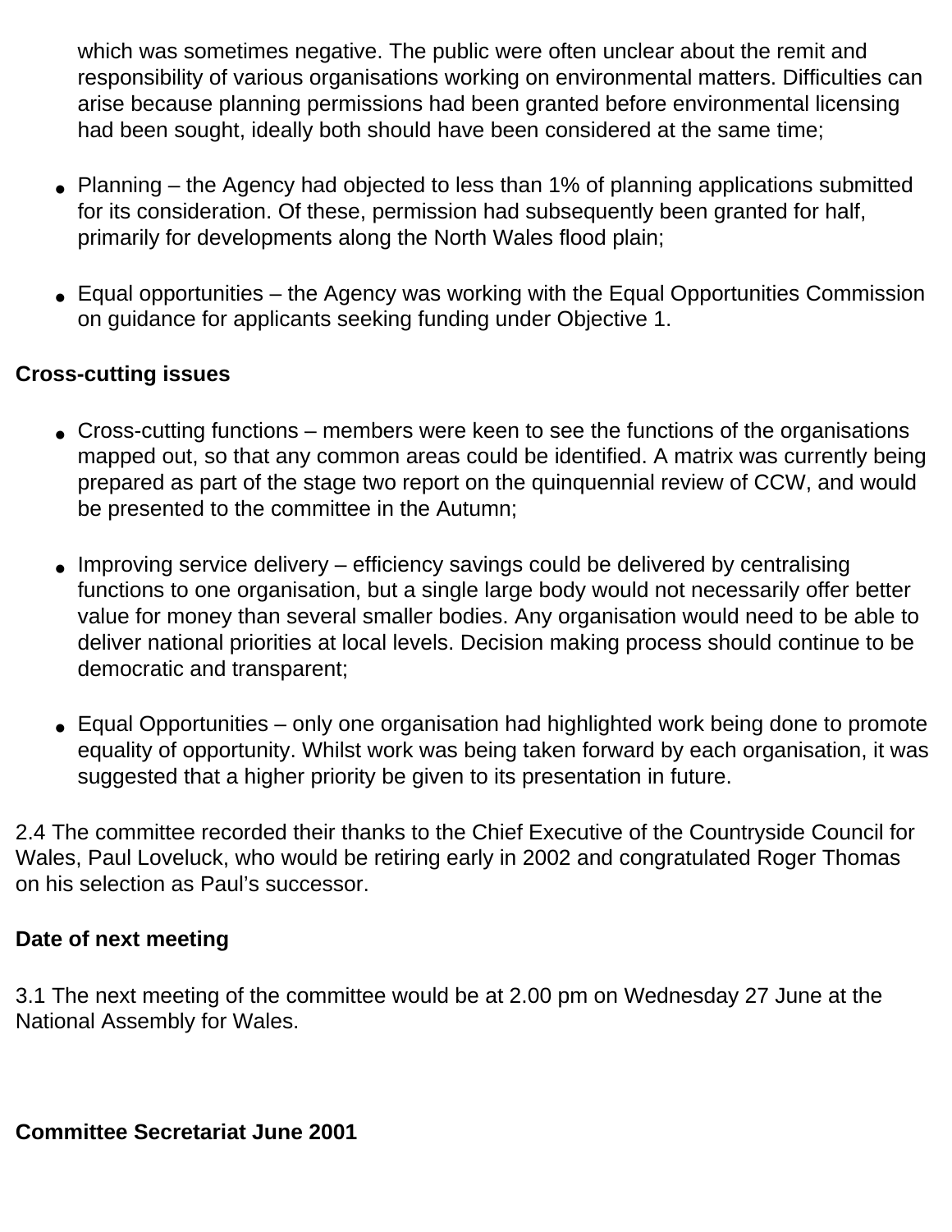which was sometimes negative. The public were often unclear about the remit and responsibility of various organisations working on environmental matters. Difficulties can arise because planning permissions had been granted before environmental licensing had been sought, ideally both should have been considered at the same time;

- Planning – the Agency had objected to less than 1% of planning applications submitted for its consideration. Of these, permission had subsequently been granted for half, primarily for developments along the North Wales flood plain;

- Equal opportunities – the Agency was working with the Equal Opportunities Commission on guidance for applicants seeking funding under Objective 1.

**Cross-cutting issues**

- Cross-cutting functions – members were keen to see the functions of the organisations mapped out, so that any common areas could be identified. A matrix was currently being prepared as part of the stage two report on the quinquennial review of CCW, and would be presented to the committee in the Autumn;

- Improving service delivery – efficiency savings could be delivered by centralising functions to one organisation, but a single large body would not necessarily offer better value for money than several smaller bodies. Any organisation would need to be able to deliver national priorities at local levels. Decision making process should continue to be democratic and transparent;

- Equal Opportunities – only one organisation had highlighted work being done to promote equality of opportunity. Whilst work was being taken forward by each organisation, it was suggested that a higher priority be given to its presentation in future.

2.4 The committee recorded their thanks to the Chief Executive of the Countryside Council for Wales, Paul Loveluck, who would be retiring early in 2002 and congratulated Roger Thomas on his selection as Paul's successor.

**Date of next meeting**

3.1 The next meeting of the committee would be at 2.00 pm on Wednesday 27 June at the National Assembly for Wales.

**Committee Secretariat June 2001**